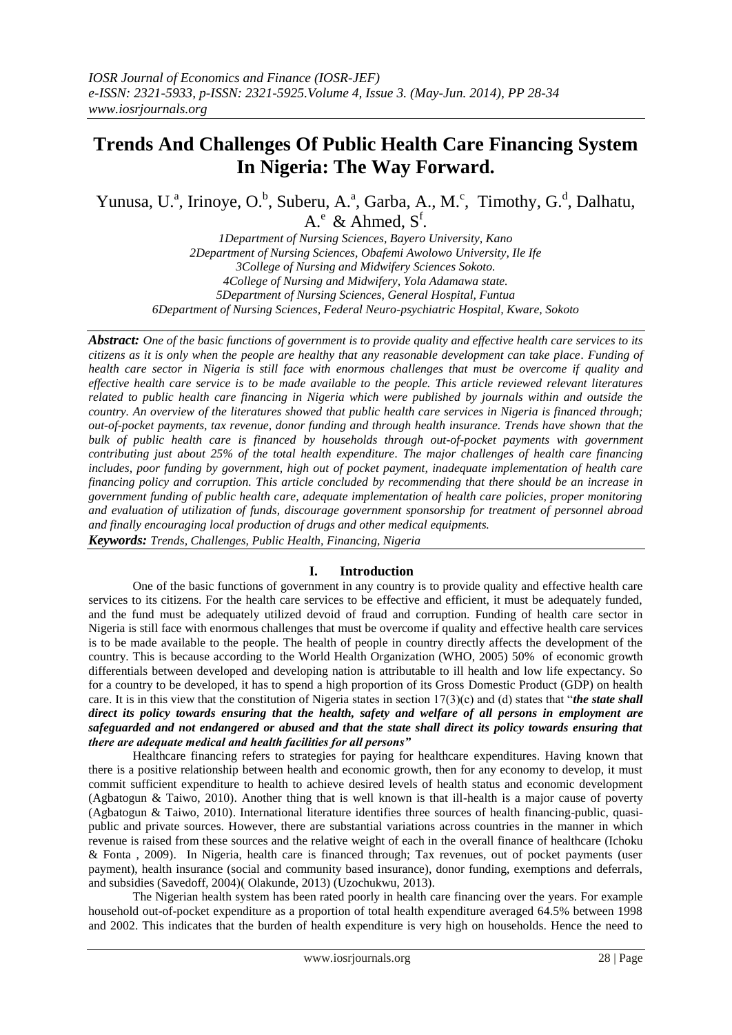# Trends And Challenges Of Public Health Care Financing System In Nigeria: The Way Forward.

Yunusa, U.[a], Irinoye, O.[b], Suberu, A.[a], Garba, A., M.[c], Timothy, G.[d], Dalhatu, A.[e] & Ahmed, S[f].

*1Department of Nursing Sciences, Bayero University, Kano*
*2Department of Nursing Sciences, Obafemi Awolowo University, Ile Ife*
*3College of Nursing and Midwifery Sciences Sokoto.*
*4College of Nursing and Midwifery, Yola Adamawa state.*
*5Department of Nursing Sciences, General Hospital, Funtua*
*6Department of Nursing Sciences, Federal Neuro-psychiatric Hospital, Kware, Sokoto*

***Abstract:*** *One of the basic functions of government is to provide quality and effective health care services to its citizens as it is only when the people are healthy that any reasonable development can take place. Funding of health care sector in Nigeria is still face with enormous challenges that must be overcome if quality and effective health care service is to be made available to the people. This article reviewed relevant literatures related to public health care financing in Nigeria which were published by journals within and outside the country. An overview of the literatures showed that public health care services in Nigeria is financed through; out-of-pocket payments, tax revenue, donor funding and through health insurance. Trends have shown that the bulk of public health care is financed by households through out-of-pocket payments with government contributing just about 25% of the total health expenditure. The major challenges of health care financing includes, poor funding by government, high out of pocket payment, inadequate implementation of health care financing policy and corruption. This article concluded by recommending that there should be an increase in government funding of public health care, adequate implementation of health care policies, proper monitoring and evaluation of utilization of funds, discourage government sponsorship for treatment of personnel abroad and finally encouraging local production of drugs and other medical equipments.*

***Keywords:*** *Trends, Challenges, Public Health, Financing, Nigeria*

## I. Introduction

One of the basic functions of government in any country is to provide quality and effective health care services to its citizens. For the health care services to be effective and efficient, it must be adequately funded, and the fund must be adequately utilized devoid of fraud and corruption. Funding of health care sector in Nigeria is still face with enormous challenges that must be overcome if quality and effective health care services is to be made available to the people. The health of people in country directly affects the development of the country. This is because according to the World Health Organization (WHO, 2005) 50% of economic growth differentials between developed and developing nation is attributable to ill health and low life expectancy. So for a country to be developed, it has to spend a high proportion of its Gross Domestic Product (GDP) on health care. It is in this view that the constitution of Nigeria states in section 17(3)(c) and (d) states that "***the state shall direct its policy towards ensuring that the health, safety and welfare of all persons in employment are safeguarded and not endangered or abused and that the state shall direct its policy towards ensuring that there are adequate medical and health facilities for all persons"***

Healthcare financing refers to strategies for paying for healthcare expenditures. Having known that there is a positive relationship between health and economic growth, then for any economy to develop, it must commit sufficient expenditure to health to achieve desired levels of health status and economic development (Agbatogun & Taiwo, 2010). Another thing that is well known is that ill-health is a major cause of poverty (Agbatogun & Taiwo, 2010). International literature identifies three sources of health financing-public, quasi-public and private sources. However, there are substantial variations across countries in the manner in which revenue is raised from these sources and the relative weight of each in the overall finance of healthcare (Ichoku & Fonta , 2009). In Nigeria, health care is financed through; Tax revenues, out of pocket payments (user payment), health insurance (social and community based insurance), donor funding, exemptions and deferrals, and subsidies (Savedoff, 2004)( Olakunde, 2013) (Uzochukwu, 2013).

The Nigerian health system has been rated poorly in health care financing over the years. For example household out-of-pocket expenditure as a proportion of total health expenditure averaged 64.5% between 1998 and 2002. This indicates that the burden of health expenditure is very high on households. Hence the need to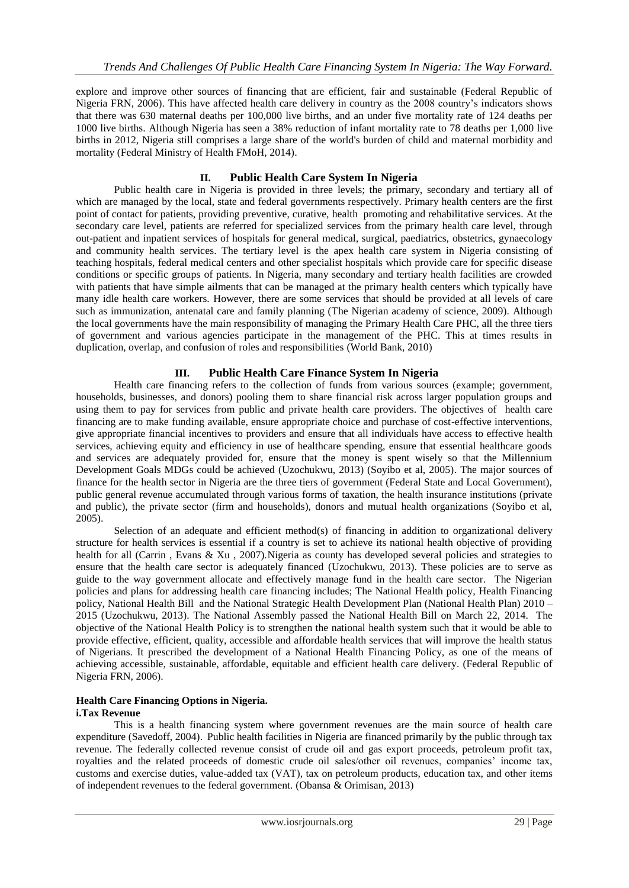explore and improve other sources of financing that are efficient, fair and sustainable (Federal Republic of Nigeria FRN, 2006). This have affected health care delivery in country as the 2008 country's indicators shows that there was 630 maternal deaths per 100,000 live births, and an under five mortality rate of 124 deaths per 1000 live births. Although Nigeria has seen a 38% reduction of infant mortality rate to 78 deaths per 1,000 live births in 2012, Nigeria still comprises a large share of the world's burden of child and maternal morbidity and mortality (Federal Ministry of Health FMoH, 2014).

## II. Public Health Care System In Nigeria

Public health care in Nigeria is provided in three levels; the primary, secondary and tertiary all of which are managed by the local, state and federal governments respectively. Primary health centers are the first point of contact for patients, providing preventive, curative, health promoting and rehabilitative services. At the secondary care level, patients are referred for specialized services from the primary health care level, through out-patient and inpatient services of hospitals for general medical, surgical, paediatrics, obstetrics, gynaecology and community health services. The tertiary level is the apex health care system in Nigeria consisting of teaching hospitals, federal medical centers and other specialist hospitals which provide care for specific disease conditions or specific groups of patients. In Nigeria, many secondary and tertiary health facilities are crowded with patients that have simple ailments that can be managed at the primary health centers which typically have many idle health care workers. However, there are some services that should be provided at all levels of care such as immunization, antenatal care and family planning (The Nigerian academy of science, 2009). Although the local governments have the main responsibility of managing the Primary Health Care PHC, all the three tiers of government and various agencies participate in the management of the PHC. This at times results in duplication, overlap, and confusion of roles and responsibilities (World Bank, 2010)

## III. Public Health Care Finance System In Nigeria

Health care financing refers to the collection of funds from various sources (example; government, households, businesses, and donors) pooling them to share financial risk across larger population groups and using them to pay for services from public and private health care providers. The objectives of health care financing are to make funding available, ensure appropriate choice and purchase of cost-effective interventions, give appropriate financial incentives to providers and ensure that all individuals have access to effective health services, achieving equity and efficiency in use of healthcare spending, ensure that essential healthcare goods and services are adequately provided for, ensure that the money is spent wisely so that the Millennium Development Goals MDGs could be achieved (Uzochukwu, 2013) (Soyibo et al, 2005). The major sources of finance for the health sector in Nigeria are the three tiers of government (Federal State and Local Government), public general revenue accumulated through various forms of taxation, the health insurance institutions (private and public), the private sector (firm and households), donors and mutual health organizations (Soyibo et al, 2005).

Selection of an adequate and efficient method(s) of financing in addition to organizational delivery structure for health services is essential if a country is set to achieve its national health objective of providing health for all (Carrin , Evans & Xu , 2007).Nigeria as county has developed several policies and strategies to ensure that the health care sector is adequately financed (Uzochukwu, 2013). These policies are to serve as guide to the way government allocate and effectively manage fund in the health care sector. The Nigerian policies and plans for addressing health care financing includes; The National Health policy, Health Financing policy, National Health Bill and the National Strategic Health Development Plan (National Health Plan) 2010 – 2015 (Uzochukwu, 2013). The National Assembly passed the National Health Bill on March 22, 2014. The objective of the National Health Policy is to strengthen the national health system such that it would be able to provide effective, efficient, quality, accessible and affordable health services that will improve the health status of Nigerians. It prescribed the development of a National Health Financing Policy, as one of the means of achieving accessible, sustainable, affordable, equitable and efficient health care delivery. (Federal Republic of Nigeria FRN, 2006).

### Health Care Financing Options in Nigeria.

**i.Tax Revenue**

This is a health financing system where government revenues are the main source of health care expenditure (Savedoff, 2004). Public health facilities in Nigeria are financed primarily by the public through tax revenue. The federally collected revenue consist of crude oil and gas export proceeds, petroleum profit tax, royalties and the related proceeds of domestic crude oil sales/other oil revenues, companies' income tax, customs and exercise duties, value-added tax (VAT), tax on petroleum products, education tax, and other items of independent revenues to the federal government. (Obansa & Orimisan, 2013)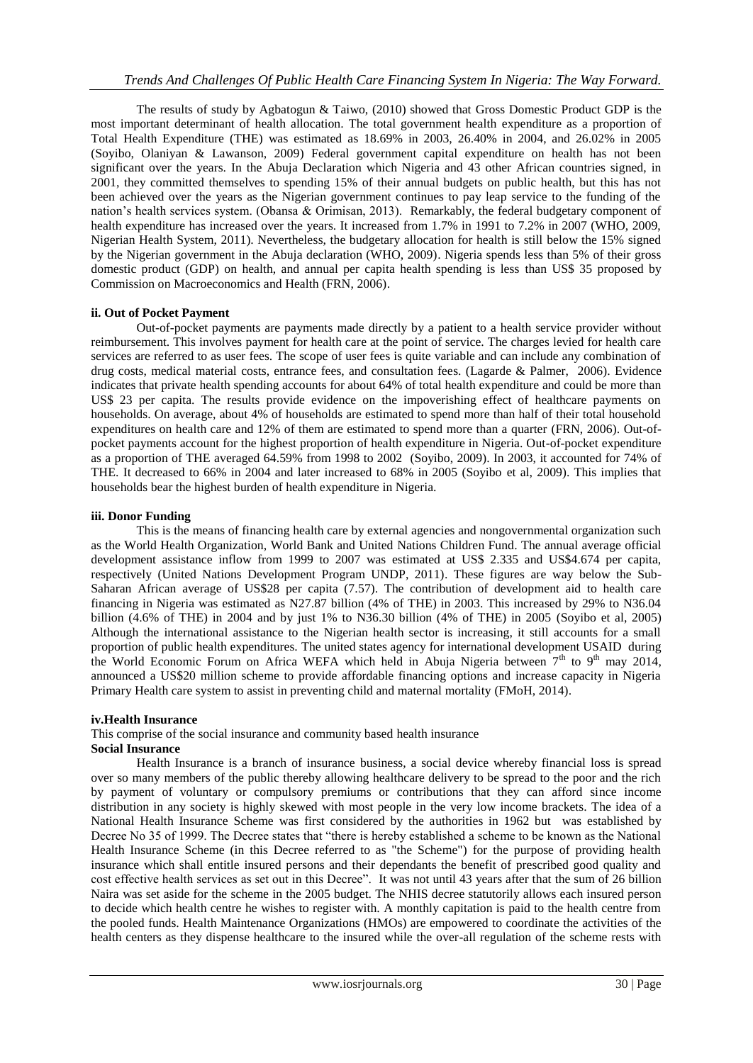The results of study by Agbatogun & Taiwo, (2010) showed that Gross Domestic Product GDP is the most important determinant of health allocation. The total government health expenditure as a proportion of Total Health Expenditure (THE) was estimated as 18.69% in 2003, 26.40% in 2004, and 26.02% in 2005 (Soyibo, Olaniyan & Lawanson, 2009) Federal government capital expenditure on health has not been significant over the years. In the Abuja Declaration which Nigeria and 43 other African countries signed, in 2001, they committed themselves to spending 15% of their annual budgets on public health, but this has not been achieved over the years as the Nigerian government continues to pay leap service to the funding of the nation's health services system. (Obansa & Orimisan, 2013). Remarkably, the federal budgetary component of health expenditure has increased over the years. It increased from 1.7% in 1991 to 7.2% in 2007 (WHO, 2009, Nigerian Health System, 2011). Nevertheless, the budgetary allocation for health is still below the 15% signed by the Nigerian government in the Abuja declaration (WHO, 2009). Nigeria spends less than 5% of their gross domestic product (GDP) on health, and annual per capita health spending is less than US$ 35 proposed by Commission on Macroeconomics and Health (FRN, 2006).

#### ii. Out of Pocket Payment

Out-of-pocket payments are payments made directly by a patient to a health service provider without reimbursement. This involves payment for health care at the point of service. The charges levied for health care services are referred to as user fees. The scope of user fees is quite variable and can include any combination of drug costs, medical material costs, entrance fees, and consultation fees. (Lagarde & Palmer, 2006). Evidence indicates that private health spending accounts for about 64% of total health expenditure and could be more than US$ 23 per capita. The results provide evidence on the impoverishing effect of healthcare payments on households. On average, about 4% of households are estimated to spend more than half of their total household expenditures on health care and 12% of them are estimated to spend more than a quarter (FRN, 2006). Out-of-pocket payments account for the highest proportion of health expenditure in Nigeria. Out-of-pocket expenditure as a proportion of THE averaged 64.59% from 1998 to 2002 (Soyibo, 2009). In 2003, it accounted for 74% of THE. It decreased to 66% in 2004 and later increased to 68% in 2005 (Soyibo et al, 2009). This implies that households bear the highest burden of health expenditure in Nigeria.

#### iii. Donor Funding

This is the means of financing health care by external agencies and nongovernmental organization such as the World Health Organization, World Bank and United Nations Children Fund. The annual average official development assistance inflow from 1999 to 2007 was estimated at US$ 2.335 and US$4.674 per capita, respectively (United Nations Development Program UNDP, 2011). These figures are way below the Sub-Saharan African average of US$28 per capita (7.57). The contribution of development aid to health care financing in Nigeria was estimated as N27.87 billion (4% of THE) in 2003. This increased by 29% to N36.04 billion (4.6% of THE) in 2004 and by just 1% to N36.30 billion (4% of THE) in 2005 (Soyibo et al, 2005) Although the international assistance to the Nigerian health sector is increasing, it still accounts for a small proportion of public health expenditures. The united states agency for international development USAID during the World Economic Forum on Africa WEFA which held in Abuja Nigeria between 7th to 9th may 2014, announced a US$20 million scheme to provide affordable financing options and increase capacity in Nigeria Primary Health care system to assist in preventing child and maternal mortality (FMoH, 2014).

#### iv. Health Insurance

This comprise of the social insurance and community based health insurance

**Social Insurance**

Health Insurance is a branch of insurance business, a social device whereby financial loss is spread over so many members of the public thereby allowing healthcare delivery to be spread to the poor and the rich by payment of voluntary or compulsory premiums or contributions that they can afford since income distribution in any society is highly skewed with most people in the very low income brackets. The idea of a National Health Insurance Scheme was first considered by the authorities in 1962 but was established by Decree No 35 of 1999. The Decree states that "there is hereby established a scheme to be known as the National Health Insurance Scheme (in this Decree referred to as "the Scheme") for the purpose of providing health insurance which shall entitle insured persons and their dependants the benefit of prescribed good quality and cost effective health services as set out in this Decree". It was not until 43 years after that the sum of 26 billion Naira was set aside for the scheme in the 2005 budget. The NHIS decree statutorily allows each insured person to decide which health centre he wishes to register with. A monthly capitation is paid to the health centre from the pooled funds. Health Maintenance Organizations (HMOs) are empowered to coordinate the activities of the health centers as they dispense healthcare to the insured while the over-all regulation of the scheme rests with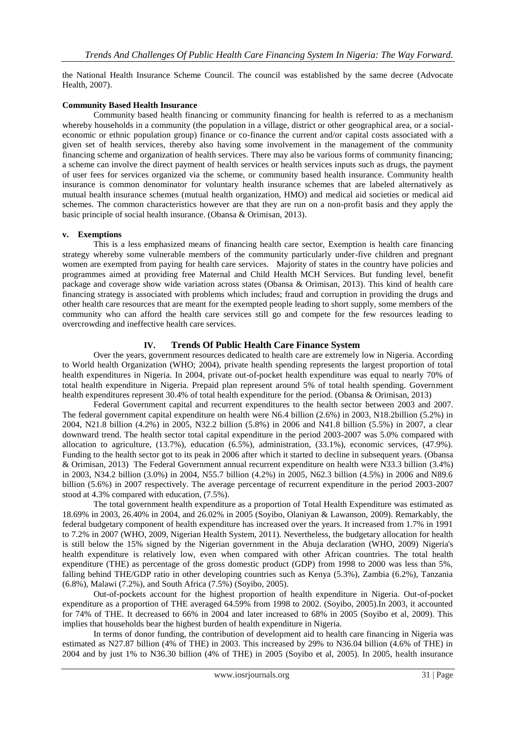the National Health Insurance Scheme Council. The council was established by the same decree (Advocate Health, 2007).

**Community Based Health Insurance**

Community based health financing or community financing for health is referred to as a mechanism whereby households in a community (the population in a village, district or other geographical area, or a social-economic or ethnic population group) finance or co-finance the current and/or capital costs associated with a given set of health services, thereby also having some involvement in the management of the community financing scheme and organization of health services. There may also be various forms of community financing; a scheme can involve the direct payment of health services or health services inputs such as drugs, the payment of user fees for services organized via the scheme, or community based health insurance. Community health insurance is common denominator for voluntary health insurance schemes that are labeled alternatively as mutual health insurance schemes (mutual health organization, HMO) and medical aid societies or medical aid schemes. The common characteristics however are that they are run on a non-profit basis and they apply the basic principle of social health insurance. (Obansa & Orimisan, 2013).

**v. Exemptions**

This is a less emphasized means of financing health care sector, Exemption is health care financing strategy whereby some vulnerable members of the community particularly under-five children and pregnant women are exempted from paying for health care services. Majority of states in the country have policies and programmes aimed at providing free Maternal and Child Health MCH Services. But funding level, benefit package and coverage show wide variation across states (Obansa & Orimisan, 2013). This kind of health care financing strategy is associated with problems which includes; fraud and corruption in providing the drugs and other health care resources that are meant for the exempted people leading to short supply, some members of the community who can afford the health care services still go and compete for the few resources leading to overcrowding and ineffective health care services.

## IV. Trends Of Public Health Care Finance System

Over the years, government resources dedicated to health care are extremely low in Nigeria. According to World health Organization (WHO; 2004), private health spending represents the largest proportion of total health expenditures in Nigeria. In 2004, private out-of-pocket health expenditure was equal to nearly 70% of total health expenditure in Nigeria. Prepaid plan represent around 5% of total health spending. Government health expenditures represent 30.4% of total health expenditure for the period. (Obansa & Orimisan, 2013)

Federal Government capital and recurrent expenditures to the health sector between 2003 and 2007. The federal government capital expenditure on health were N6.4 billion (2.6%) in 2003, N18.2billion (5.2%) in 2004, N21.8 billion (4.2%) in 2005, N32.2 billion (5.8%) in 2006 and N41.8 billion (5.5%) in 2007, a clear downward trend. The health sector total capital expenditure in the period 2003-2007 was 5.0% compared with allocation to agriculture, (13.7%), education (6.5%), administration, (33.1%), economic services, (47.9%). Funding to the health sector got to its peak in 2006 after which it started to decline in subsequent years. (Obansa & Orimisan, 2013) The Federal Government annual recurrent expenditure on health were N33.3 billion (3.4%) in 2003, N34.2 billion (3.0%) in 2004, N55.7 billion (4.2%) in 2005, N62.3 billion (4.5%) in 2006 and N89.6 billion (5.6%) in 2007 respectively. The average percentage of recurrent expenditure in the period 2003-2007 stood at 4.3% compared with education, (7.5%).

The total government health expenditure as a proportion of Total Health Expenditure was estimated as 18.69% in 2003, 26.40% in 2004, and 26.02% in 2005 (Soyibo, Olaniyan & Lawanson, 2009). Remarkably, the federal budgetary component of health expenditure has increased over the years. It increased from 1.7% in 1991 to 7.2% in 2007 (WHO, 2009, Nigerian Health System, 2011). Nevertheless, the budgetary allocation for health is still below the 15% signed by the Nigerian government in the Abuja declaration (WHO, 2009) Nigeria's health expenditure is relatively low, even when compared with other African countries. The total health expenditure (THE) as percentage of the gross domestic product (GDP) from 1998 to 2000 was less than 5%, falling behind THE/GDP ratio in other developing countries such as Kenya (5.3%), Zambia (6.2%), Tanzania (6.8%), Malawi (7.2%), and South Africa (7.5%) (Soyibo, 2005).

Out-of-pockets account for the highest proportion of health expenditure in Nigeria. Out-of-pocket expenditure as a proportion of THE averaged 64.59% from 1998 to 2002. (Soyibo, 2005).In 2003, it accounted for 74% of THE. It decreased to 66% in 2004 and later increased to 68% in 2005 (Soyibo et al, 2009). This implies that households bear the highest burden of health expenditure in Nigeria.

In terms of donor funding, the contribution of development aid to health care financing in Nigeria was estimated as N27.87 billion (4% of THE) in 2003. This increased by 29% to N36.04 billion (4.6% of THE) in 2004 and by just 1% to N36.30 billion (4% of THE) in 2005 (Soyibo et al, 2005). In 2005, health insurance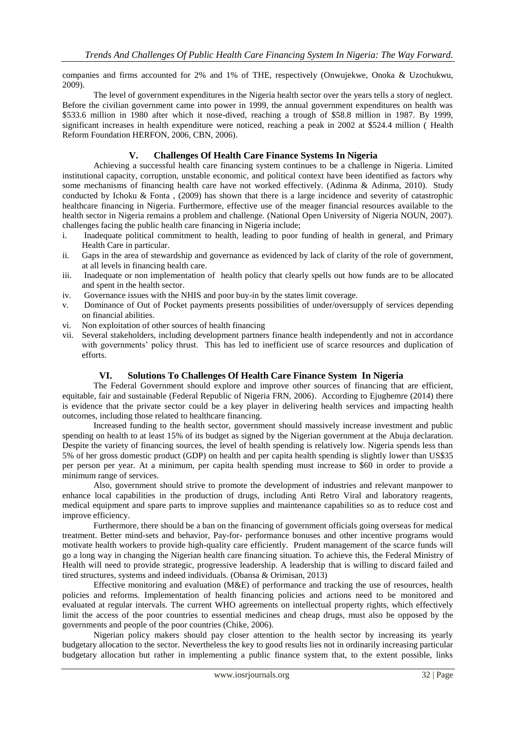companies and firms accounted for 2% and 1% of THE, respectively (Onwujekwe, Onoka & Uzochukwu, 2009).

The level of government expenditures in the Nigeria health sector over the years tells a story of neglect. Before the civilian government came into power in 1999, the annual government expenditures on health was $533.6 million in 1980 after which it nose-dived, reaching a trough of $58.8 million in 1987. By 1999, significant increases in health expenditure were noticed, reaching a peak in 2002 at $524.4 million ( Health Reform Foundation HERFON, 2006, CBN, 2006).

## V. Challenges Of Health Care Finance Systems In Nigeria

Achieving a successful health care financing system continues to be a challenge in Nigeria. Limited institutional capacity, corruption, unstable economic, and political context have been identified as factors why some mechanisms of financing health care have not worked effectively. (Adinma & Adinma, 2010). Study conducted by Ichoku & Fonta , (2009) has shown that there is a large incidence and severity of catastrophic healthcare financing in Nigeria. Furthermore, effective use of the meager financial resources available to the health sector in Nigeria remains a problem and challenge. (National Open University of Nigeria NOUN, 2007). challenges facing the public health care financing in Nigeria include;

i. Inadequate political commitment to health, leading to poor funding of health in general, and Primary Health Care in particular.
ii. Gaps in the area of stewardship and governance as evidenced by lack of clarity of the role of government, at all levels in financing health care.
iii. Inadequate or non implementation of health policy that clearly spells out how funds are to be allocated and spent in the health sector.
iv. Governance issues with the NHIS and poor buy-in by the states limit coverage.
v. Dominance of Out of Pocket payments presents possibilities of under/oversupply of services depending on financial abilities.
vi. Non exploitation of other sources of health financing
vii. Several stakeholders, including development partners finance health independently and not in accordance with governments' policy thrust. This has led to inefficient use of scarce resources and duplication of efforts.

## VI. Solutions To Challenges Of Health Care Finance System In Nigeria

The Federal Government should explore and improve other sources of financing that are efficient, equitable, fair and sustainable (Federal Republic of Nigeria FRN, 2006). According to Ejughemre (2014) there is evidence that the private sector could be a key player in delivering health services and impacting health outcomes, including those related to healthcare financing.

Increased funding to the health sector, government should massively increase investment and public spending on health to at least 15% of its budget as signed by the Nigerian government at the Abuja declaration. Despite the variety of financing sources, the level of health spending is relatively low. Nigeria spends less than 5% of her gross domestic product (GDP) on health and per capita health spending is slightly lower than US$35 per person per year. At a minimum, per capita health spending must increase to $60 in order to provide a minimum range of services.

Also, government should strive to promote the development of industries and relevant manpower to enhance local capabilities in the production of drugs, including Anti Retro Viral and laboratory reagents, medical equipment and spare parts to improve supplies and maintenance capabilities so as to reduce cost and improve efficiency.

Furthermore, there should be a ban on the financing of government officials going overseas for medical treatment. Better mind-sets and behavior, Pay-for- performance bonuses and other incentive programs would motivate health workers to provide high-quality care efficiently. Prudent management of the scarce funds will go a long way in changing the Nigerian health care financing situation. To achieve this, the Federal Ministry of Health will need to provide strategic, progressive leadership. A leadership that is willing to discard failed and tired structures, systems and indeed individuals. (Obansa & Orimisan, 2013)

Effective monitoring and evaluation (M&E) of performance and tracking the use of resources, health policies and reforms. Implementation of health financing policies and actions need to be monitored and evaluated at regular intervals. The current WHO agreements on intellectual property rights, which effectively limit the access of the poor countries to essential medicines and cheap drugs, must also be opposed by the governments and people of the poor countries (Chike, 2006).

Nigerian policy makers should pay closer attention to the health sector by increasing its yearly budgetary allocation to the sector. Nevertheless the key to good results lies not in ordinarily increasing particular budgetary allocation but rather in implementing a public finance system that, to the extent possible, links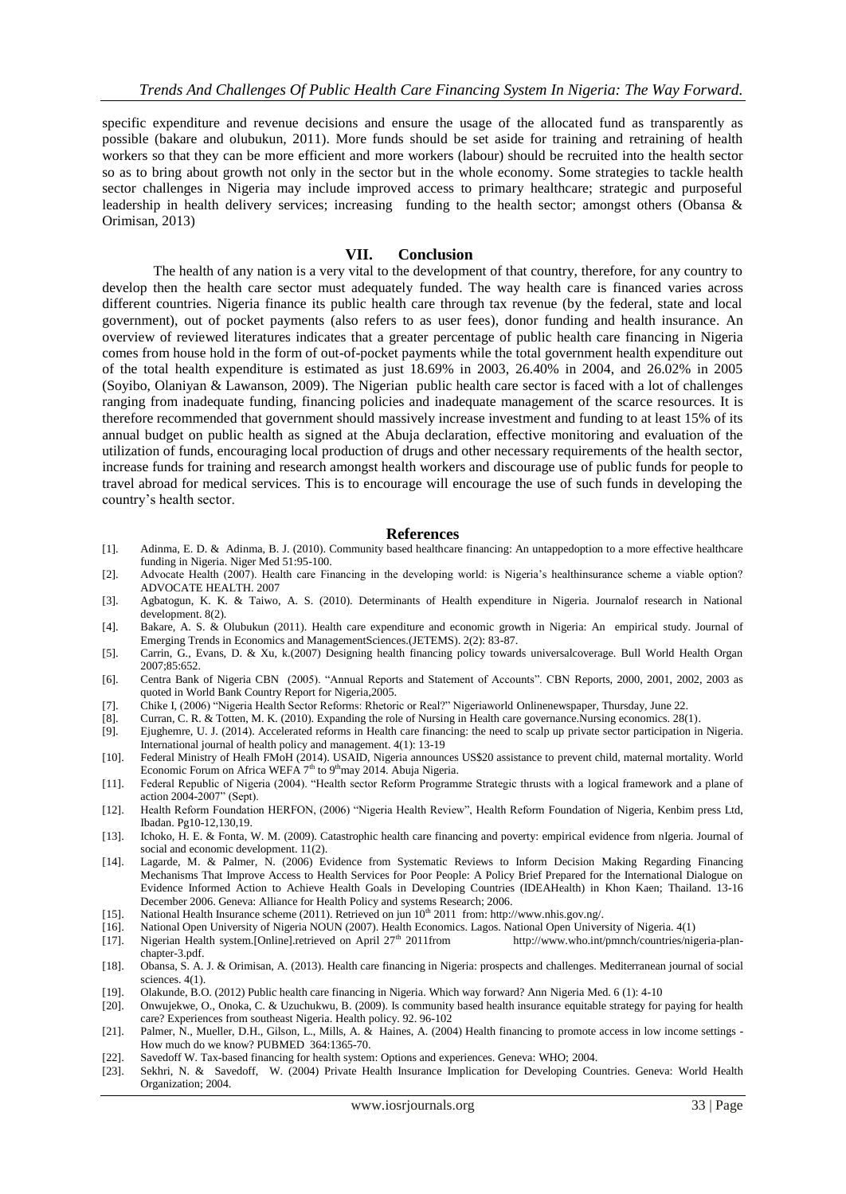specific expenditure and revenue decisions and ensure the usage of the allocated fund as transparently as possible (bakare and olubukun, 2011). More funds should be set aside for training and retraining of health workers so that they can be more efficient and more workers (labour) should be recruited into the health sector so as to bring about growth not only in the sector but in the whole economy. Some strategies to tackle health sector challenges in Nigeria may include improved access to primary healthcare; strategic and purposeful leadership in health delivery services; increasing funding to the health sector; amongst others (Obansa & Orimisan, 2013)

## VII. Conclusion

The health of any nation is a very vital to the development of that country, therefore, for any country to develop then the health care sector must adequately funded. The way health care is financed varies across different countries. Nigeria finance its public health care through tax revenue (by the federal, state and local government), out of pocket payments (also refers to as user fees), donor funding and health insurance. An overview of reviewed literatures indicates that a greater percentage of public health care financing in Nigeria comes from house hold in the form of out-of-pocket payments while the total government health expenditure out of the total health expenditure is estimated as just 18.69% in 2003, 26.40% in 2004, and 26.02% in 2005 (Soyibo, Olaniyan & Lawanson, 2009). The Nigerian public health care sector is faced with a lot of challenges ranging from inadequate funding, financing policies and inadequate management of the scarce resources. It is therefore recommended that government should massively increase investment and funding to at least 15% of its annual budget on public health as signed at the Abuja declaration, effective monitoring and evaluation of the utilization of funds, encouraging local production of drugs and other necessary requirements of the health sector, increase funds for training and research amongst health workers and discourage use of public funds for people to travel abroad for medical services. This is to encourage will encourage the use of such funds in developing the country's health sector.

## References

[1]. Adinma, E. D. & Adinma, B. J. (2010). Community based healthcare financing: An untappedoption to a more effective healthcare funding in Nigeria. Niger Med 51:95-100.

[2]. Advocate Health (2007). Health care Financing in the developing world: is Nigeria's healthinsurance scheme a viable option? ADVOCATE HEALTH. 2007

[3]. Agbatogun, K. K. & Taiwo, A. S. (2010). Determinants of Health expenditure in Nigeria. Journalof research in National development. 8(2).

[4]. Bakare, A. S. & Olubukun (2011). Health care expenditure and economic growth in Nigeria: An empirical study. Journal of Emerging Trends in Economics and ManagementSciences.(JETEMS). 2(2): 83-87.

[5]. Carrin, G., Evans, D. & Xu, k.(2007) Designing health financing policy towards universalcoverage. Bull World Health Organ 2007;85:652.

[6]. Centra Bank of Nigeria CBN (2005). "Annual Reports and Statement of Accounts". CBN Reports, 2000, 2001, 2002, 2003 as quoted in World Bank Country Report for Nigeria,2005.

[7]. Chike I, (2006) "Nigeria Health Sector Reforms: Rhetoric or Real?" Nigeriaworld Onlinenewspaper, Thursday, June 22.

[8]. Curran, C. R. & Totten, M. K. (2010). Expanding the role of Nursing in Health care governance.Nursing economics. 28(1).

[9]. Ejughemre, U. J. (2014). Accelerated reforms in Health care financing: the need to scalp up private sector participation in Nigeria. International journal of health policy and management. 4(1): 13-19

[10]. Federal Ministry of Healh FMoH (2014). USAID, Nigeria announces US$20 assistance to prevent child, maternal mortality. World Economic Forum on Africa WEFA 7th to 9thmay 2014. Abuja Nigeria.

[11]. Federal Republic of Nigeria (2004). "Health sector Reform Programme Strategic thrusts with a logical framework and a plane of action 2004-2007" (Sept).

[12]. Health Reform Foundation HERFON, (2006) "Nigeria Health Review", Health Reform Foundation of Nigeria, Kenbim press Ltd, Ibadan. Pg10-12,130,19.

[13]. Ichoko, H. E. & Fonta, W. M. (2009). Catastrophic health care financing and poverty: empirical evidence from nIgeria. Journal of social and economic development. 11(2).

[14]. Lagarde, M. & Palmer, N. (2006) Evidence from Systematic Reviews to Inform Decision Making Regarding Financing Mechanisms That Improve Access to Health Services for Poor People: A Policy Brief Prepared for the International Dialogue on Evidence Informed Action to Achieve Health Goals in Developing Countries (IDEAHealth) in Khon Kaen; Thailand. 13-16 December 2006. Geneva: Alliance for Health Policy and systems Research; 2006.

[15]. National Health Insurance scheme (2011). Retrieved on jun 10th 2011 from: http://www.nhis.gov.ng/.

[16]. National Open University of Nigeria NOUN (2007). Health Economics. Lagos. National Open University of Nigeria. 4(1)

[17]. Nigerian Health system.[Online].retrieved on April 27th 2011from http://www.who.int/pmnch/countries/nigeria-plan-chapter-3.pdf.

[18]. Obansa, S. A. J. & Orimisan, A. (2013). Health care financing in Nigeria: prospects and challenges. Mediterranean journal of social sciences. 4(1).

[19]. Olakunde, B.O. (2012) Public health care financing in Nigeria. Which way forward? Ann Nigeria Med. 6 (1): 4-10

[20]. Onwujekwe, O., Onoka, C. & Uzuchukwu, B. (2009). Is community based health insurance equitable strategy for paying for health care? Experiences from southeast Nigeria. Health policy. 92. 96-102

[21]. Palmer, N., Mueller, D.H., Gilson, L., Mills, A. & Haines, A. (2004) Health financing to promote access in low income settings - How much do we know? PUBMED 364:1365-70.

[22]. Savedoff W. Tax-based financing for health system: Options and experiences. Geneva: WHO; 2004.

[23]. Sekhri, N. & Savedoff, W. (2004) Private Health Insurance Implication for Developing Countries. Geneva: World Health Organization; 2004.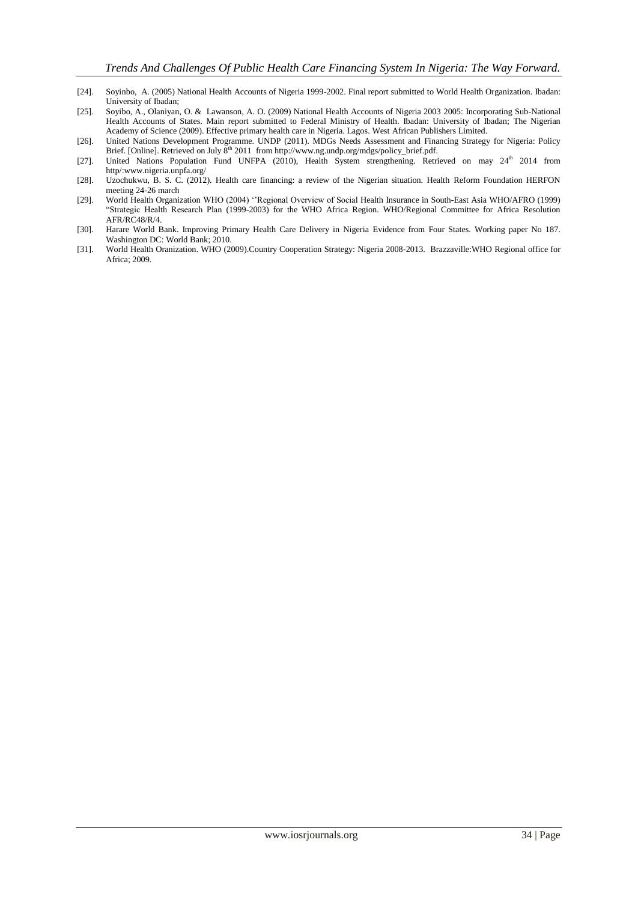[24]. Soyinbo, A. (2005) National Health Accounts of Nigeria 1999-2002. Final report submitted to World Health Organization. Ibadan: University of Ibadan;

[25]. Soyibo, A., Olaniyan, O. & Lawanson, A. O. (2009) National Health Accounts of Nigeria 2003 2005: Incorporating Sub-National Health Accounts of States. Main report submitted to Federal Ministry of Health. Ibadan: University of Ibadan; The Nigerian Academy of Science (2009). Effective primary health care in Nigeria. Lagos. West African Publishers Limited.

[26]. United Nations Development Programme. UNDP (2011). MDGs Needs Assessment and Financing Strategy for Nigeria: Policy Brief. [Online]. Retrieved on July 8th 2011 from http://www.ng.undp.org/mdgs/policy_brief.pdf.

[27]. United Nations Population Fund UNFPA (2010), Health System strengthening. Retrieved on may 24th 2014 from http/:www.nigeria.unpfa.org/

[28]. Uzochukwu, B. S. C. (2012). Health care financing: a review of the Nigerian situation. Health Reform Foundation HERFON meeting 24-26 march

[29]. World Health Organization WHO (2004) ''Regional Overview of Social Health Insurance in South-East Asia WHO/AFRO (1999) "Strategic Health Research Plan (1999-2003) for the WHO Africa Region. WHO/Regional Committee for Africa Resolution AFR/RC48/R/4.

[30]. Harare World Bank. Improving Primary Health Care Delivery in Nigeria Evidence from Four States. Working paper No 187. Washington DC: World Bank; 2010.

[31]. World Health Oranization. WHO (2009).Country Cooperation Strategy: Nigeria 2008-2013. Brazzaville:WHO Regional office for Africa; 2009.